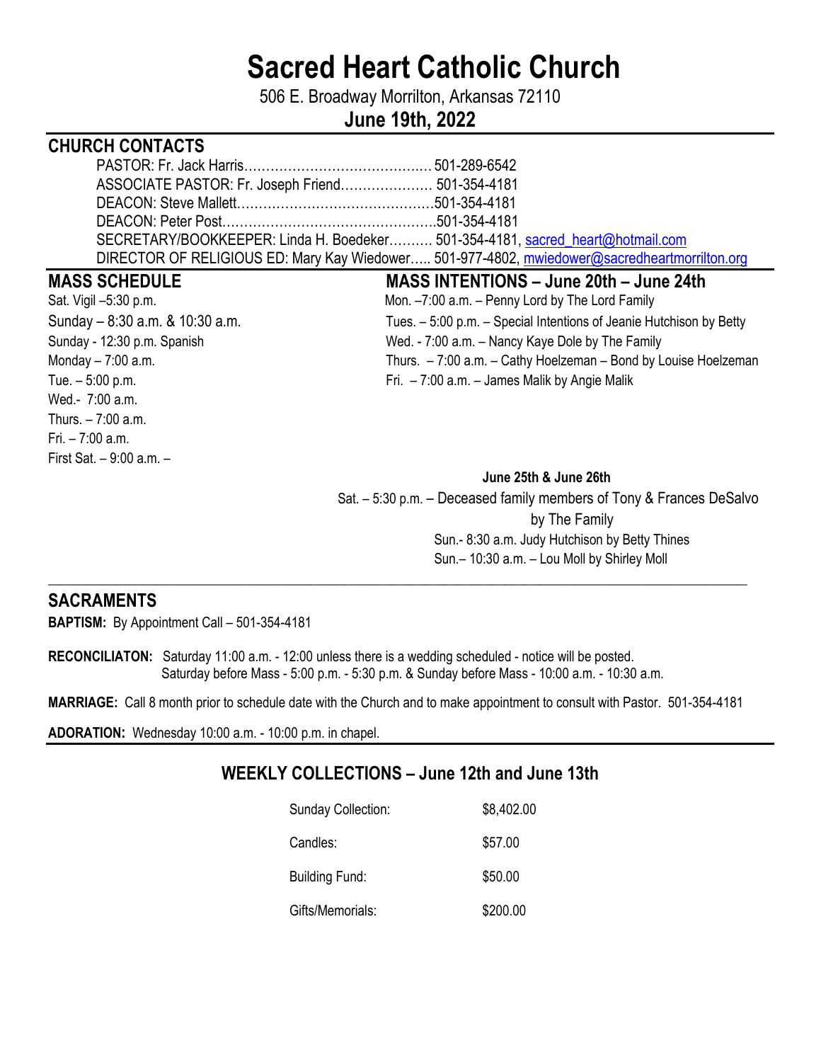# Sacred Heart Catholic Church

506 E. Broadway Morrilton, Arkansas 72110

**June 19th, 2022**

## CHURCH CONTACTS

PASTOR: Fr. Jack Harris…………………………………… 501-289-6542
ASSOCIATE PASTOR: Fr. Joseph Friend………………… 501-354-4181
DEACON: Steve Mallett………………………………………501-354-4181
DEACON: Peter Post…………………………………………501-354-4181
SECRETARY/BOOKKEEPER: Linda H. Boedeker………. 501-354-4181, sacred_heart@hotmail.com
DIRECTOR OF RELIGIOUS ED: Mary Kay Wiedower….. 501-977-4802, mwiedower@sacredheartmorrilton.org

## MASS SCHEDULE

Sat. Vigil –5:30 p.m.
Sunday – 8:30 a.m. & 10:30 a.m.
Sunday - 12:30 p.m. Spanish
Monday – 7:00 a.m.
Tue. – 5:00 p.m.
Wed.- 7:00 a.m.
Thurs. – 7:00 a.m.
Fri. – 7:00 a.m.
First Sat. – 9:00 a.m. –

## MASS INTENTIONS – June 20th – June 24th

Mon. –7:00 a.m. – Penny Lord by The Lord Family
Tues. – 5:00 p.m. – Special Intentions of Jeanie Hutchison by Betty
Wed. - 7:00 a.m. – Nancy Kaye Dole by The Family
Thurs. – 7:00 a.m. – Cathy Hoelzeman – Bond by Louise Hoelzeman
Fri. – 7:00 a.m. – James Malik by Angie Malik

**June 25th & June 26th**

Sat. – 5:30 p.m. – Deceased family members of Tony & Frances DeSalvo by The Family
Sun.- 8:30 a.m. Judy Hutchison by Betty Thines
Sun.– 10:30 a.m. – Lou Moll by Shirley Moll

## SACRAMENTS

**BAPTISM:** By Appointment Call – 501-354-4181

**RECONCILIATON:** Saturday 11:00 a.m. - 12:00 unless there is a wedding scheduled - notice will be posted.
Saturday before Mass - 5:00 p.m. - 5:30 p.m. & Sunday before Mass - 10:00 a.m. - 10:30 a.m.

**MARRIAGE:** Call 8 month prior to schedule date with the Church and to make appointment to consult with Pastor. 501-354-4181

**ADORATION:** Wednesday 10:00 a.m. - 10:00 p.m. in chapel.

## WEEKLY COLLECTIONS – June 12th and June 13th

| | |
|---|---|
| Sunday Collection: | $8,402.00 |
| Candles: | $57.00 |
| Building Fund: | $50.00 |
| Gifts/Memorials: | $200.00 |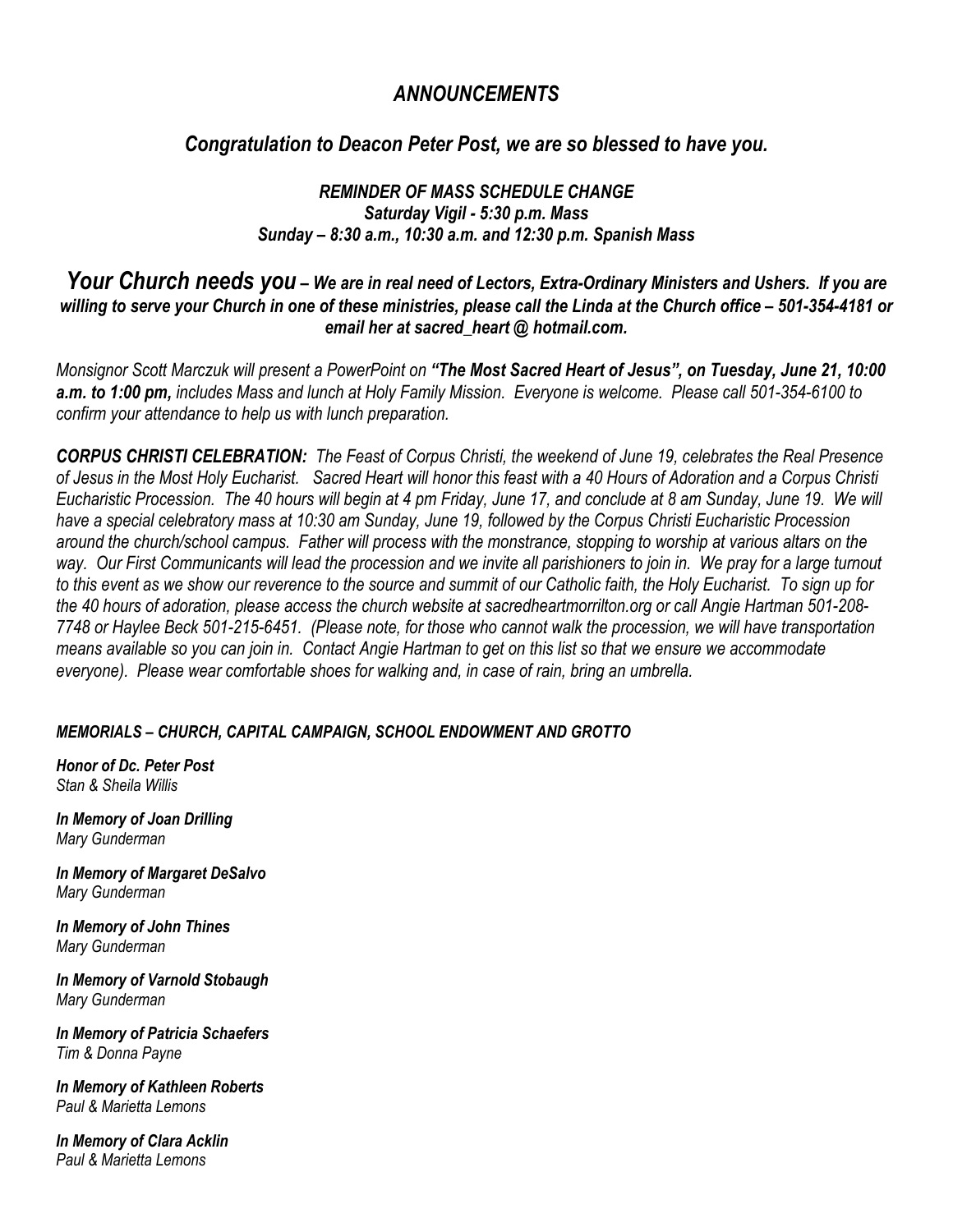# *ANNOUNCEMENTS*

## *Congratulation to Deacon Peter Post, we are so blessed to have you.*

***REMINDER OF MASS SCHEDULE CHANGE***
***Saturday Vigil - 5:30 p.m. Mass***
***Sunday – 8:30 a.m., 10:30 a.m. and 12:30 p.m. Spanish Mass***

***Your Church needs you** – **We are in real need of Lectors, Extra-Ordinary Ministers and Ushers. If you are willing to serve your Church in one of these ministries, please call the Linda at the Church office – 501-354-4181 or email her at sacred_heart @ hotmail.com.***

*Monsignor Scott Marczuk will present a PowerPoint on **"The Most Sacred Heart of Jesus", on Tuesday, June 21, 10:00 a.m. to 1:00 pm,** includes Mass and lunch at Holy Family Mission. Everyone is welcome. Please call 501-354-6100 to confirm your attendance to help us with lunch preparation.*

***CORPUS CHRISTI CELEBRATION:*** *The Feast of Corpus Christi, the weekend of June 19, celebrates the Real Presence of Jesus in the Most Holy Eucharist. Sacred Heart will honor this feast with a 40 Hours of Adoration and a Corpus Christi Eucharistic Procession. The 40 hours will begin at 4 pm Friday, June 17, and conclude at 8 am Sunday, June 19. We will have a special celebratory mass at 10:30 am Sunday, June 19, followed by the Corpus Christi Eucharistic Procession around the church/school campus. Father will process with the monstrance, stopping to worship at various altars on the way. Our First Communicants will lead the procession and we invite all parishioners to join in. We pray for a large turnout to this event as we show our reverence to the source and summit of our Catholic faith, the Holy Eucharist. To sign up for the 40 hours of adoration, please access the church website at sacredheartmorrilton.org or call Angie Hartman 501-208-7748 or Haylee Beck 501-215-6451. (Please note, for those who cannot walk the procession, we will have transportation means available so you can join in. Contact Angie Hartman to get on this list so that we ensure we accommodate everyone). Please wear comfortable shoes for walking and, in case of rain, bring an umbrella.*

***MEMORIALS – CHURCH, CAPITAL CAMPAIGN, SCHOOL ENDOWMENT AND GROTTO***

***Honor of Dc. Peter Post***
*Stan & Sheila Willis*

***In Memory of Joan Drilling***
*Mary Gunderman*

***In Memory of Margaret DeSalvo***
*Mary Gunderman*

***In Memory of John Thines***
*Mary Gunderman*

***In Memory of Varnold Stobaugh***
*Mary Gunderman*

***In Memory of Patricia Schaefers***
*Tim & Donna Payne*

***In Memory of Kathleen Roberts***
*Paul & Marietta Lemons*

***In Memory of Clara Acklin***
*Paul & Marietta Lemons*